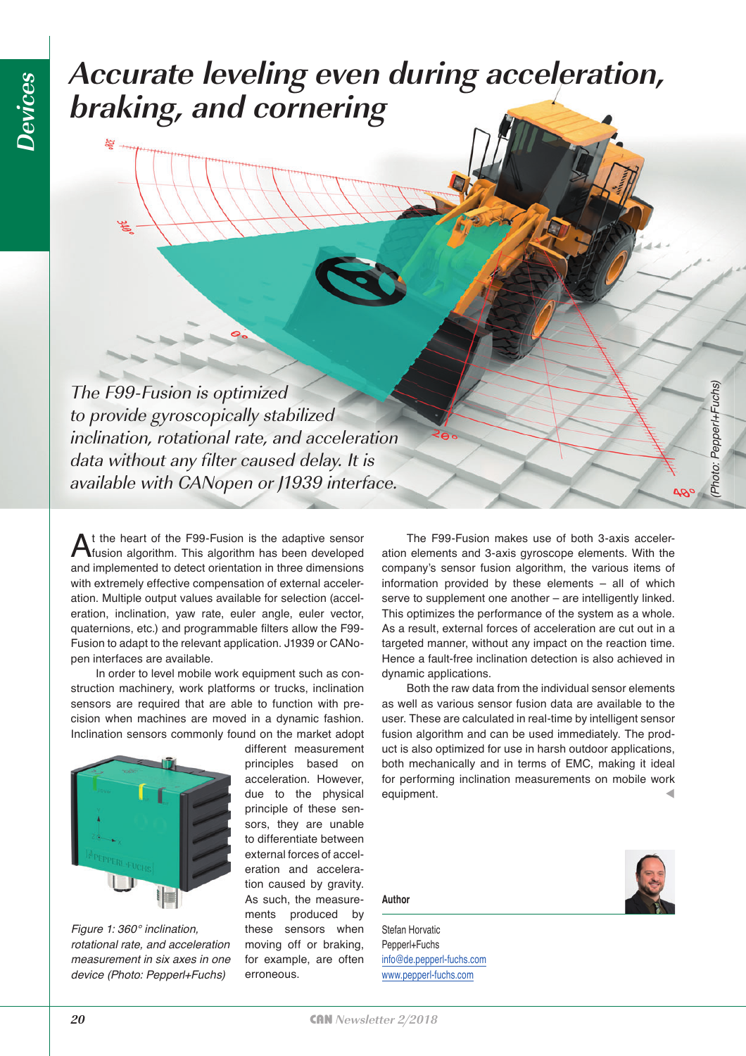# Accurate leveling even during acceleration, braking, and cornering

*The F99-Fusion is optimized to provide gyroscopically stabilized inclination, rotational rate, and acceleration data without any filter caused delay. It is available with CANopen or J1939 interface.*

(Photo: Pepperl+Fuchs)

At the heart of the F99-Fusion is the adaptive sensor fusion algorithm. This algorithm has been developed and implemented to detect orientation in three dimensions with extremely effective compensation of external acceleration. Multiple output values available for selection (acceleration, inclination, yaw rate, euler angle, euler vector, quaternions, etc.) and programmable filters allow the F99-Fusion to adapt to the relevant application. J1939 or CANopen interfaces are available.

In order to level mobile work equipment such as construction machinery, work platforms or trucks, inclination sensors are required that are able to function with precision when machines are moved in a dynamic fashion. Inclination sensors commonly found on the market adopt different measurement principles based on acceleration. However, due to the physical principle of these sensors, they are unable to differentiate between external forces of acceleration and acceleration caused by gravity. As such, the measurements produced by these sensors when moving off or braking, for example, are often erroneous.

*Figure 1: 360° inclination, rotational rate, and acceleration measurement in six axes in one device (Photo: Pepperl+Fuchs)*

The F99-Fusion makes use of both 3-axis acceleration elements and 3-axis gyroscope elements. With the company's sensor fusion algorithm, the various items of information provided by these elements – all of which serve to supplement one another – are intelligently linked. This optimizes the performance of the system as a whole. As a result, external forces of acceleration are cut out in a targeted manner, without any impact on the reaction time. Hence a fault-free inclination detection is also achieved in dynamic applications.

Both the raw data from the individual sensor elements as well as various sensor fusion data are available to the user. These are calculated in real-time by intelligent sensor fusion algorithm and can be used immediately. The product is also optimized for use in harsh outdoor applications, both mechanically and in terms of EMC, making it ideal for performing inclination measurements on mobile work equipment.

**Author**

Stefan Horvatic
Pepperl+Fuchs
info@de.pepperl-fuchs.com
www.pepperl-fuchs.com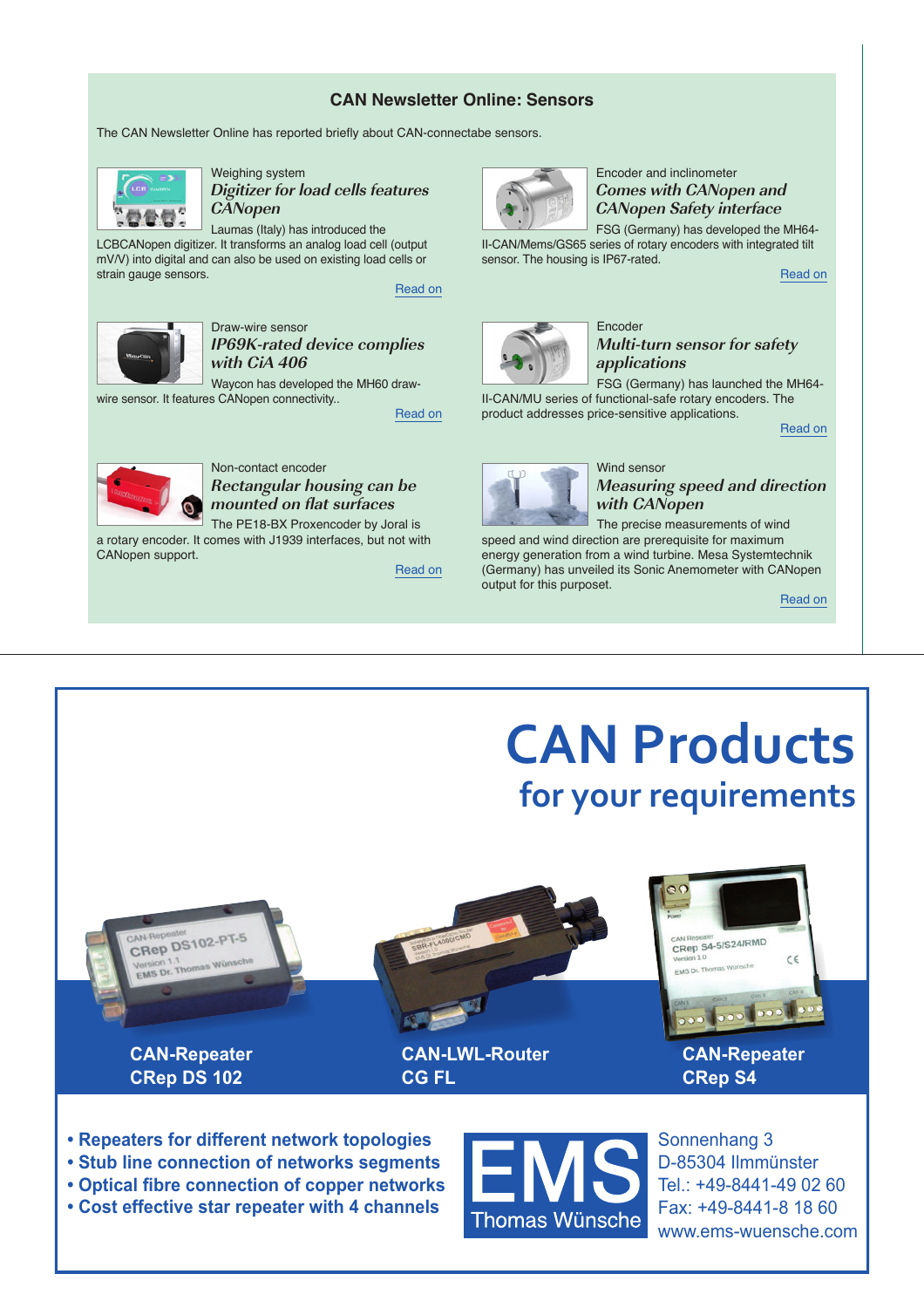## CAN Newsletter Online: Sensors

The CAN Newsletter Online has reported briefly about CAN-connectabe sensors.

Weighing system

### *Digitizer for load cells features CANopen*

Laumas (Italy) has introduced the LCBCANopen digitizer. It transforms an analog load cell (output mV/V) into digital and can also be used on existing load cells or strain gauge sensors.

Read on

Draw-wire sensor

### *IP69K-rated device complies with CiA 406*

Waycon has developed the MH60 draw-wire sensor. It features CANopen connectivity..

Read on

Non-contact encoder

### *Rectangular housing can be mounted on flat surfaces*

The PE18-BX Proxencoder by Joral is a rotary encoder. It comes with J1939 interfaces, but not with CANopen support.

Read on

Encoder and inclinometer

### *Comes with CANopen and CANopen Safety interface*

FSG (Germany) has developed the MH64-II-CAN/Mems/GS65 series of rotary encoders with integrated tilt sensor. The housing is IP67-rated.

Read on

Encoder

### *Multi-turn sensor for safety applications*

FSG (Germany) has launched the MH64-II-CAN/MU series of functional-safe rotary encoders. The product addresses price-sensitive applications.

Read on

Wind sensor

### *Measuring speed and direction with CANopen*

The precise measurements of wind speed and wind direction are prerequisite for maximum energy generation from a wind turbine. Mesa Systemtechnik (Germany) has unveiled its Sonic Anemometer with CANopen output for this purpose.

Read on

---

# CAN Products

## for your requirements

**CAN-Repeater CRep DS 102**

**CAN-LWL-Router CG FL**

**CAN-Repeater CRep S4**

- **Repeaters for different network topologies**
- **Stub line connection of networks segments**
- **Optical fibre connection of copper networks**
- **Cost effective star repeater with 4 channels**

EMS Thomas Wünsche

Sonnenhang 3
D-85304 Ilmmünster
Tel.: +49-8441-49 02 60
Fax: +49-8441-8 18 60
www.ems-wuensche.com